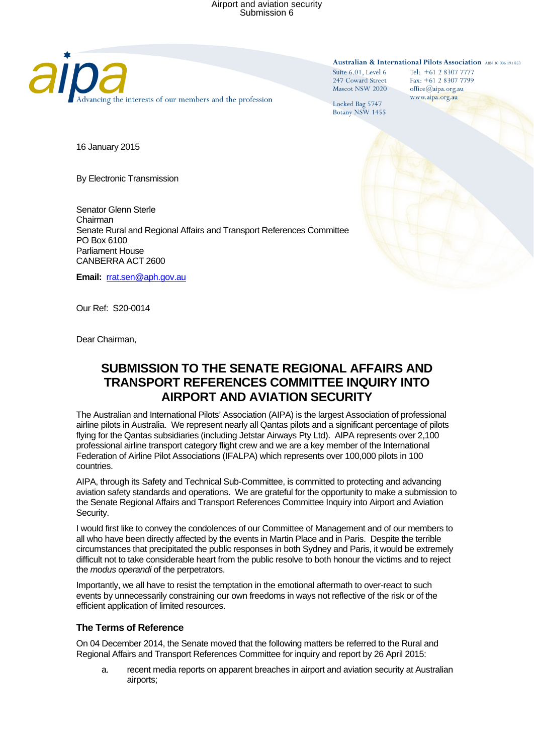Airport and aviation security
Submission 6

aipa
Advancing the interests of our members and the profession

**Australian & International Pilots Association** ABN 30 006 191 853
Suite 6.01, Level 6
247 Coward Street
Mascot NSW 2020

Locked Bag 5747
Botany NSW 1455

Tel: +61 2 8307 7777
Fax: +61 2 8307 7799
office@aipa.org.au
www.aipa.org.au

16 January 2015

By Electronic Transmission

Senator Glenn Sterle
Chairman
Senate Rural and Regional Affairs and Transport References Committee
PO Box 6100
Parliament House
CANBERRA ACT 2600

**Email:** rrat.sen@aph.gov.au

Our Ref: S20-0014

Dear Chairman,

# SUBMISSION TO THE SENATE REGIONAL AFFAIRS AND TRANSPORT REFERENCES COMMITTEE INQUIRY INTO AIRPORT AND AVIATION SECURITY

The Australian and International Pilots' Association (AIPA) is the largest Association of professional airline pilots in Australia. We represent nearly all Qantas pilots and a significant percentage of pilots flying for the Qantas subsidiaries (including Jetstar Airways Pty Ltd). AIPA represents over 2,100 professional airline transport category flight crew and we are a key member of the International Federation of Airline Pilot Associations (IFALPA) which represents over 100,000 pilots in 100 countries.

AIPA, through its Safety and Technical Sub-Committee, is committed to protecting and advancing aviation safety standards and operations. We are grateful for the opportunity to make a submission to the Senate Regional Affairs and Transport References Committee Inquiry into Airport and Aviation Security.

I would first like to convey the condolences of our Committee of Management and of our members to all who have been directly affected by the events in Martin Place and in Paris. Despite the terrible circumstances that precipitated the public responses in both Sydney and Paris, it would be extremely difficult not to take considerable heart from the public resolve to both honour the victims and to reject the *modus operandi* of the perpetrators.

Importantly, we all have to resist the temptation in the emotional aftermath to over-react to such events by unnecessarily constraining our own freedoms in ways not reflective of the risk or of the efficient application of limited resources.

### The Terms of Reference

On 04 December 2014, the Senate moved that the following matters be referred to the Rural and Regional Affairs and Transport References Committee for inquiry and report by 26 April 2015:

a. recent media reports on apparent breaches in airport and aviation security at Australian airports;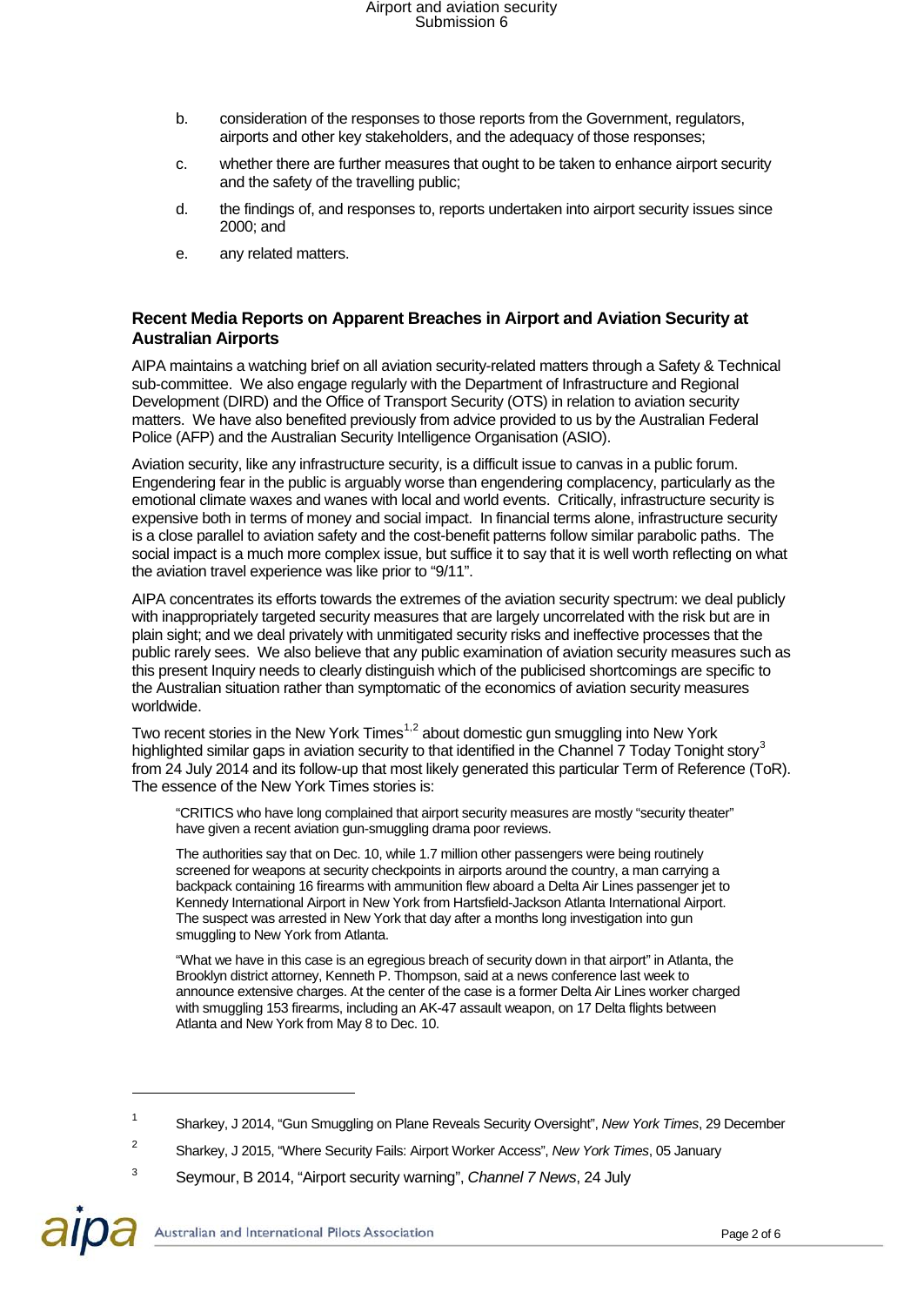b. consideration of the responses to those reports from the Government, regulators, airports and other key stakeholders, and the adequacy of those responses;

c. whether there are further measures that ought to be taken to enhance airport security and the safety of the travelling public;

d. the findings of, and responses to, reports undertaken into airport security issues since 2000; and

e. any related matters.

### Recent Media Reports on Apparent Breaches in Airport and Aviation Security at Australian Airports

AIPA maintains a watching brief on all aviation security-related matters through a Safety & Technical sub-committee. We also engage regularly with the Department of Infrastructure and Regional Development (DIRD) and the Office of Transport Security (OTS) in relation to aviation security matters. We have also benefited previously from advice provided to us by the Australian Federal Police (AFP) and the Australian Security Intelligence Organisation (ASIO).

Aviation security, like any infrastructure security, is a difficult issue to canvas in a public forum. Engendering fear in the public is arguably worse than engendering complacency, particularly as the emotional climate waxes and wanes with local and world events. Critically, infrastructure security is expensive both in terms of money and social impact. In financial terms alone, infrastructure security is a close parallel to aviation safety and the cost-benefit patterns follow similar parabolic paths. The social impact is a much more complex issue, but suffice it to say that it is well worth reflecting on what the aviation travel experience was like prior to "9/11".

AIPA concentrates its efforts towards the extremes of the aviation security spectrum: we deal publicly with inappropriately targeted security measures that are largely uncorrelated with the risk but are in plain sight; and we deal privately with unmitigated security risks and ineffective processes that the public rarely sees. We also believe that any public examination of aviation security measures such as this present Inquiry needs to clearly distinguish which of the publicised shortcomings are specific to the Australian situation rather than symptomatic of the economics of aviation security measures worldwide.

Two recent stories in the New York Times[1,2] about domestic gun smuggling into New York highlighted similar gaps in aviation security to that identified in the Channel 7 Today Tonight story[3] from 24 July 2014 and its follow-up that most likely generated this particular Term of Reference (ToR). The essence of the New York Times stories is:

> "CRITICS who have long complained that airport security measures are mostly "security theater" have given a recent aviation gun-smuggling drama poor reviews.
>
> The authorities say that on Dec. 10, while 1.7 million other passengers were being routinely screened for weapons at security checkpoints in airports around the country, a man carrying a backpack containing 16 firearms with ammunition flew aboard a Delta Air Lines passenger jet to Kennedy International Airport in New York from Hartsfield-Jackson Atlanta International Airport. The suspect was arrested in New York that day after a months long investigation into gun smuggling to New York from Atlanta.
>
> "What we have in this case is an egregious breach of security down in that airport" in Atlanta, the Brooklyn district attorney, Kenneth P. Thompson, said at a news conference last week to announce extensive charges. At the center of the case is a former Delta Air Lines worker charged with smuggling 153 firearms, including an AK-47 assault weapon, on 17 Delta flights between Atlanta and New York from May 8 to Dec. 10.

---

[1] Sharkey, J 2014, "Gun Smuggling on Plane Reveals Security Oversight", *New York Times*, 29 December

[2] Sharkey, J 2015, "Where Security Fails: Airport Worker Access", *New York Times*, 05 January

[3] Seymour, B 2014, "Airport security warning", *Channel 7 News*, 24 July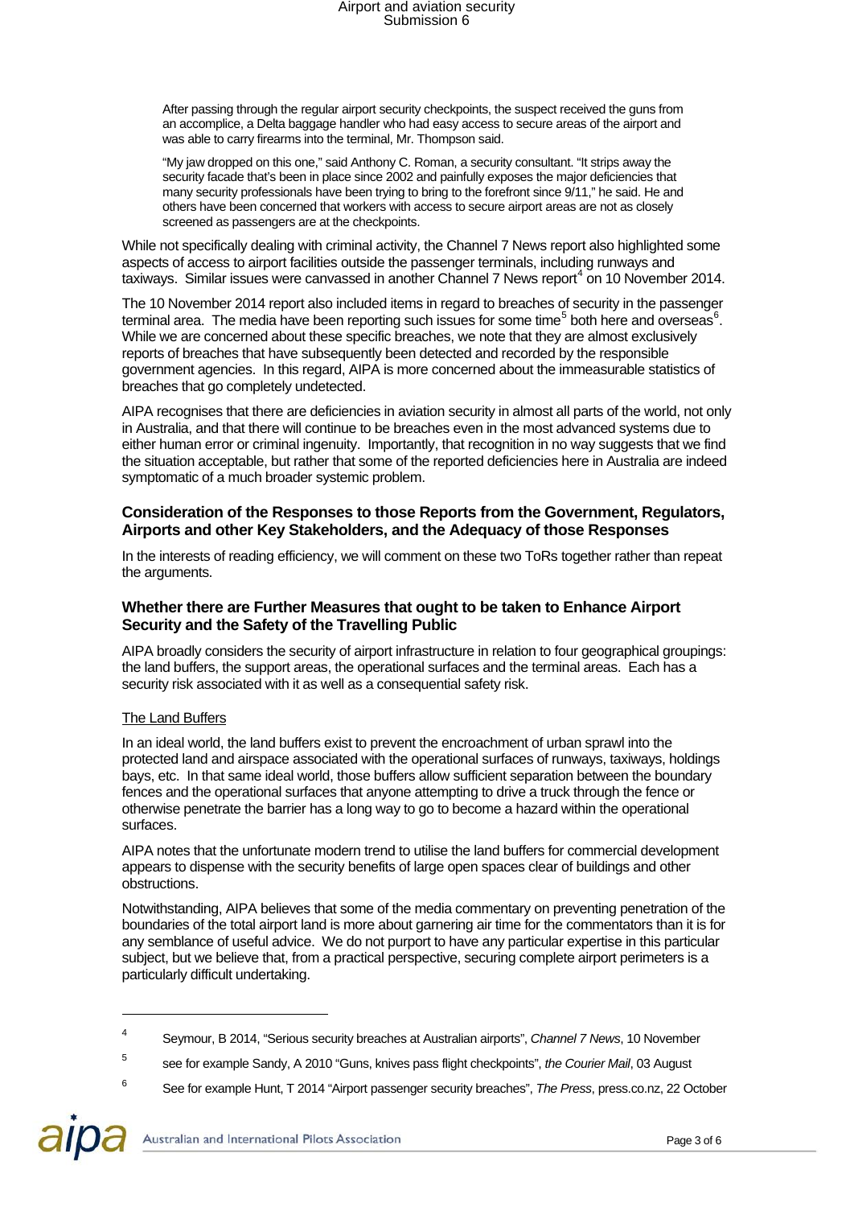> After passing through the regular airport security checkpoints, the suspect received the guns from an accomplice, a Delta baggage handler who had easy access to secure areas of the airport and was able to carry firearms into the terminal, Mr. Thompson said.
>
> "My jaw dropped on this one," said Anthony C. Roman, a security consultant. "It strips away the security facade that's been in place since 2002 and painfully exposes the major deficiencies that many security professionals have been trying to bring to the forefront since 9/11," he said. He and others have been concerned that workers with access to secure airport areas are not as closely screened as passengers are at the checkpoints.

While not specifically dealing with criminal activity, the Channel 7 News report also highlighted some aspects of access to airport facilities outside the passenger terminals, including runways and taxiways. Similar issues were canvassed in another Channel 7 News report[4] on 10 November 2014.

The 10 November 2014 report also included items in regard to breaches of security in the passenger terminal area. The media have been reporting such issues for some time[5] both here and overseas[6]. While we are concerned about these specific breaches, we note that they are almost exclusively reports of breaches that have subsequently been detected and recorded by the responsible government agencies. In this regard, AIPA is more concerned about the immeasurable statistics of breaches that go completely undetected.

AIPA recognises that there are deficiencies in aviation security in almost all parts of the world, not only in Australia, and that there will continue to be breaches even in the most advanced systems due to either human error or criminal ingenuity. Importantly, that recognition in no way suggests that we find the situation acceptable, but rather that some of the reported deficiencies here in Australia are indeed symptomatic of a much broader systemic problem.

## Consideration of the Responses to those Reports from the Government, Regulators, Airports and other Key Stakeholders, and the Adequacy of those Responses

In the interests of reading efficiency, we will comment on these two ToRs together rather than repeat the arguments.

## Whether there are Further Measures that ought to be taken to Enhance Airport Security and the Safety of the Travelling Public

AIPA broadly considers the security of airport infrastructure in relation to four geographical groupings: the land buffers, the support areas, the operational surfaces and the terminal areas. Each has a security risk associated with it as well as a consequential safety risk.

### The Land Buffers

In an ideal world, the land buffers exist to prevent the encroachment of urban sprawl into the protected land and airspace associated with the operational surfaces of runways, taxiways, holdings bays, etc. In that same ideal world, those buffers allow sufficient separation between the boundary fences and the operational surfaces that anyone attempting to drive a truck through the fence or otherwise penetrate the barrier has a long way to go to become a hazard within the operational surfaces.

AIPA notes that the unfortunate modern trend to utilise the land buffers for commercial development appears to dispense with the security benefits of large open spaces clear of buildings and other obstructions.

Notwithstanding, AIPA believes that some of the media commentary on preventing penetration of the boundaries of the total airport land is more about garnering air time for the commentators than it is for any semblance of useful advice. We do not purport to have any particular expertise in this particular subject, but we believe that, from a practical perspective, securing complete airport perimeters is a particularly difficult undertaking.

---

[4] Seymour, B 2014, "Serious security breaches at Australian airports", *Channel 7 News*, 10 November

[5] see for example Sandy, A 2010 "Guns, knives pass flight checkpoints", *the Courier Mail*, 03 August

[6] See for example Hunt, T 2014 "Airport passenger security breaches", *The Press*, press.co.nz, 22 October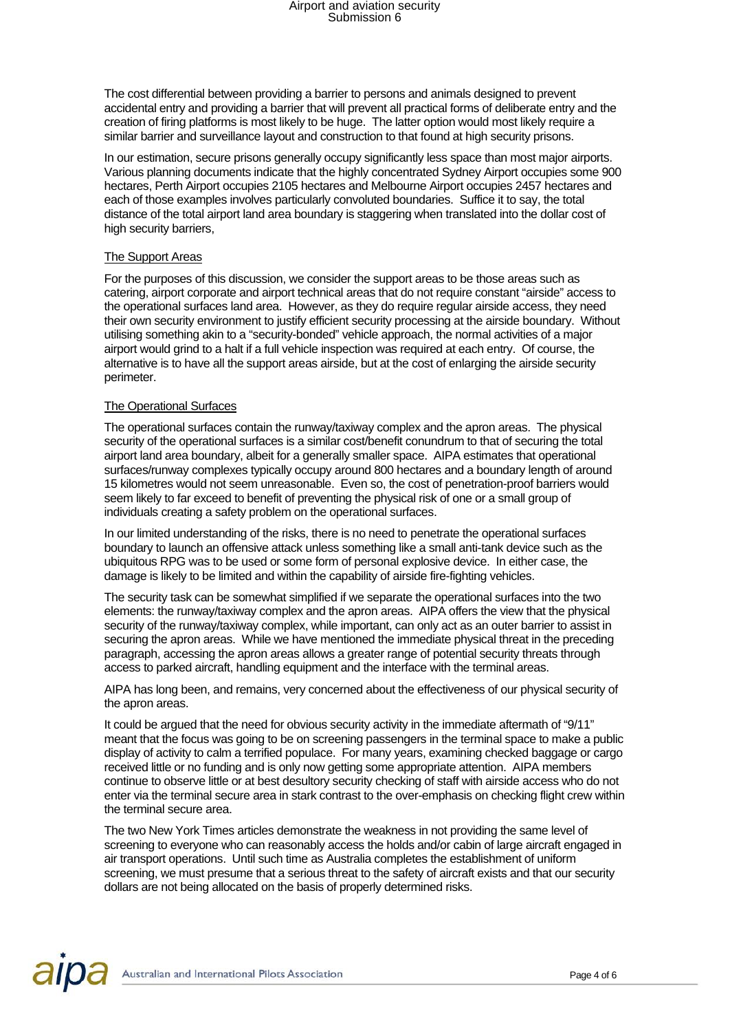The cost differential between providing a barrier to persons and animals designed to prevent accidental entry and providing a barrier that will prevent all practical forms of deliberate entry and the creation of firing platforms is most likely to be huge. The latter option would most likely require a similar barrier and surveillance layout and construction to that found at high security prisons.

In our estimation, secure prisons generally occupy significantly less space than most major airports. Various planning documents indicate that the highly concentrated Sydney Airport occupies some 900 hectares, Perth Airport occupies 2105 hectares and Melbourne Airport occupies 2457 hectares and each of those examples involves particularly convoluted boundaries. Suffice it to say, the total distance of the total airport land area boundary is staggering when translated into the dollar cost of high security barriers,

<u>The Support Areas</u>

For the purposes of this discussion, we consider the support areas to be those areas such as catering, airport corporate and airport technical areas that do not require constant "airside" access to the operational surfaces land area. However, as they do require regular airside access, they need their own security environment to justify efficient security processing at the airside boundary. Without utilising something akin to a "security-bonded" vehicle approach, the normal activities of a major airport would grind to a halt if a full vehicle inspection was required at each entry. Of course, the alternative is to have all the support areas airside, but at the cost of enlarging the airside security perimeter.

<u>The Operational Surfaces</u>

The operational surfaces contain the runway/taxiway complex and the apron areas. The physical security of the operational surfaces is a similar cost/benefit conundrum to that of securing the total airport land area boundary, albeit for a generally smaller space. AIPA estimates that operational surfaces/runway complexes typically occupy around 800 hectares and a boundary length of around 15 kilometres would not seem unreasonable. Even so, the cost of penetration-proof barriers would seem likely to far exceed to benefit of preventing the physical risk of one or a small group of individuals creating a safety problem on the operational surfaces.

In our limited understanding of the risks, there is no need to penetrate the operational surfaces boundary to launch an offensive attack unless something like a small anti-tank device such as the ubiquitous RPG was to be used or some form of personal explosive device. In either case, the damage is likely to be limited and within the capability of airside fire-fighting vehicles.

The security task can be somewhat simplified if we separate the operational surfaces into the two elements: the runway/taxiway complex and the apron areas. AIPA offers the view that the physical security of the runway/taxiway complex, while important, can only act as an outer barrier to assist in securing the apron areas. While we have mentioned the immediate physical threat in the preceding paragraph, accessing the apron areas allows a greater range of potential security threats through access to parked aircraft, handling equipment and the interface with the terminal areas.

AIPA has long been, and remains, very concerned about the effectiveness of our physical security of the apron areas.

It could be argued that the need for obvious security activity in the immediate aftermath of "9/11" meant that the focus was going to be on screening passengers in the terminal space to make a public display of activity to calm a terrified populace. For many years, examining checked baggage or cargo received little or no funding and is only now getting some appropriate attention. AIPA members continue to observe little or at best desultory security checking of staff with airside access who do not enter via the terminal secure area in stark contrast to the over-emphasis on checking flight crew within the terminal secure area.

The two New York Times articles demonstrate the weakness in not providing the same level of screening to everyone who can reasonably access the holds and/or cabin of large aircraft engaged in air transport operations. Until such time as Australia completes the establishment of uniform screening, we must presume that a serious threat to the safety of aircraft exists and that our security dollars are not being allocated on the basis of properly determined risks.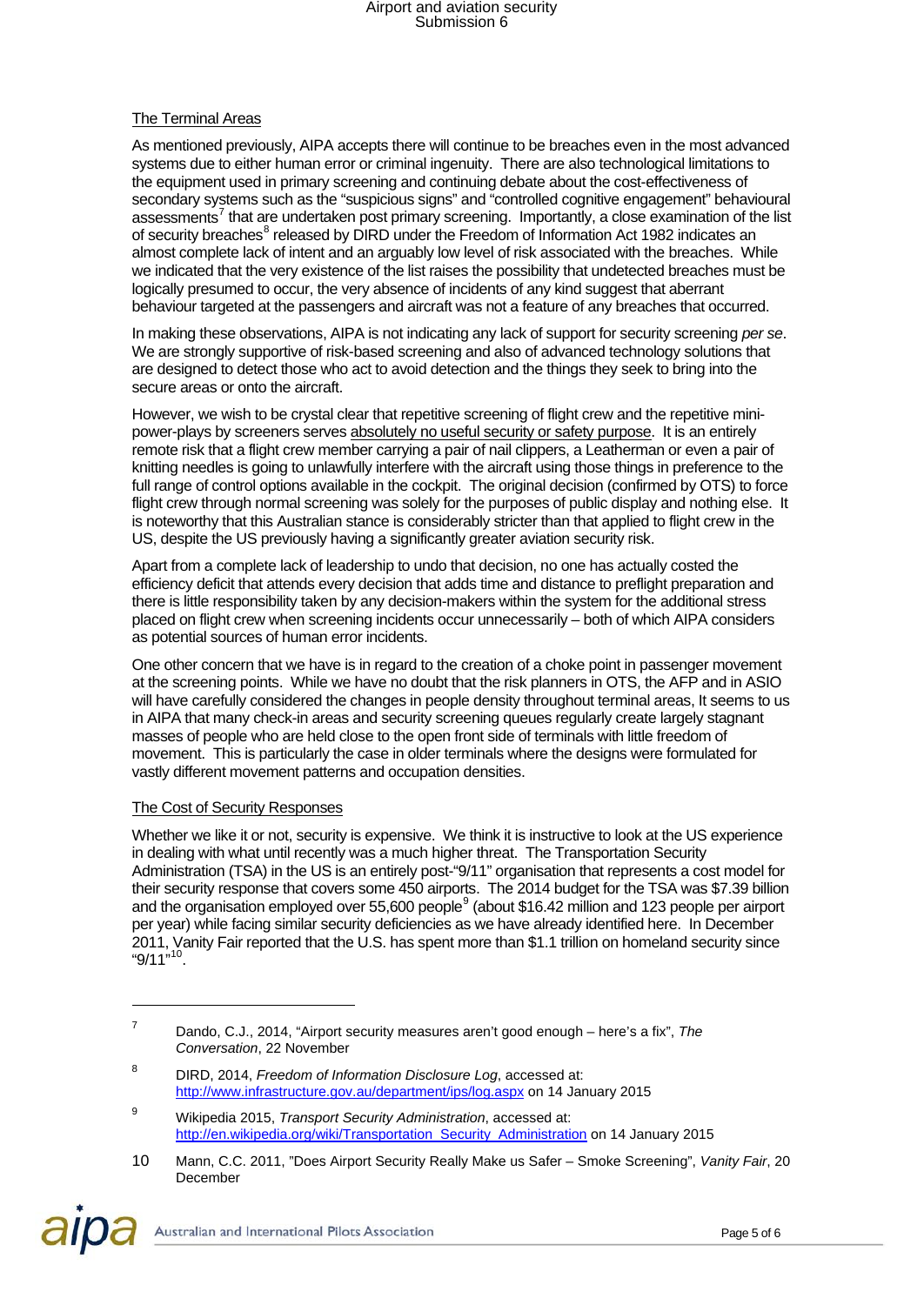## The Terminal Areas

As mentioned previously, AIPA accepts there will continue to be breaches even in the most advanced systems due to either human error or criminal ingenuity. There are also technological limitations to the equipment used in primary screening and continuing debate about the cost-effectiveness of secondary systems such as the "suspicious signs" and "controlled cognitive engagement" behavioural assessments[7] that are undertaken post primary screening. Importantly, a close examination of the list of security breaches[8] released by DIRD under the Freedom of Information Act 1982 indicates an almost complete lack of intent and an arguably low level of risk associated with the breaches. While we indicated that the very existence of the list raises the possibility that undetected breaches must be logically presumed to occur, the very absence of incidents of any kind suggest that aberrant behaviour targeted at the passengers and aircraft was not a feature of any breaches that occurred.

In making these observations, AIPA is not indicating any lack of support for security screening *per se*. We are strongly supportive of risk-based screening and also of advanced technology solutions that are designed to detect those who act to avoid detection and the things they seek to bring into the secure areas or onto the aircraft.

However, we wish to be crystal clear that repetitive screening of flight crew and the repetitive mini-power-plays by screeners serves <u>absolutely no useful security or safety purpose</u>. It is an entirely remote risk that a flight crew member carrying a pair of nail clippers, a Leatherman or even a pair of knitting needles is going to unlawfully interfere with the aircraft using those things in preference to the full range of control options available in the cockpit. The original decision (confirmed by OTS) to force flight crew through normal screening was solely for the purposes of public display and nothing else. It is noteworthy that this Australian stance is considerably stricter than that applied to flight crew in the US, despite the US previously having a significantly greater aviation security risk.

Apart from a complete lack of leadership to undo that decision, no one has actually costed the efficiency deficit that attends every decision that adds time and distance to preflight preparation and there is little responsibility taken by any decision-makers within the system for the additional stress placed on flight crew when screening incidents occur unnecessarily – both of which AIPA considers as potential sources of human error incidents.

One other concern that we have is in regard to the creation of a choke point in passenger movement at the screening points. While we have no doubt that the risk planners in OTS, the AFP and in ASIO will have carefully considered the changes in people density throughout terminal areas, It seems to us in AIPA that many check-in areas and security screening queues regularly create largely stagnant masses of people who are held close to the open front side of terminals with little freedom of movement. This is particularly the case in older terminals where the designs were formulated for vastly different movement patterns and occupation densities.

## The Cost of Security Responses

Whether we like it or not, security is expensive. We think it is instructive to look at the US experience in dealing with what until recently was a much higher threat. The Transportation Security Administration (TSA) in the US is an entirely post-"9/11" organisation that represents a cost model for their security response that covers some 450 airports. The 2014 budget for the TSA was $7.39 billion and the organisation employed over 55,600 people[9] (about $16.42 million and 123 people per airport per year) while facing similar security deficiencies as we have already identified here. In December 2011, Vanity Fair reported that the U.S. has spent more than $1.1 trillion on homeland security since "9/11"[10].

---

[7] Dando, C.J., 2014, "Airport security measures aren't good enough – here's a fix", *The Conversation*, 22 November

[8] DIRD, 2014, *Freedom of Information Disclosure Log*, accessed at: http://www.infrastructure.gov.au/department/ips/log.aspx on 14 January 2015

[9] Wikipedia 2015, *Transport Security Administration*, accessed at: http://en.wikipedia.org/wiki/Transportation_Security_Administration on 14 January 2015

[10] Mann, C.C. 2011, "Does Airport Security Really Make us Safer – Smoke Screening", *Vanity Fair*, 20 December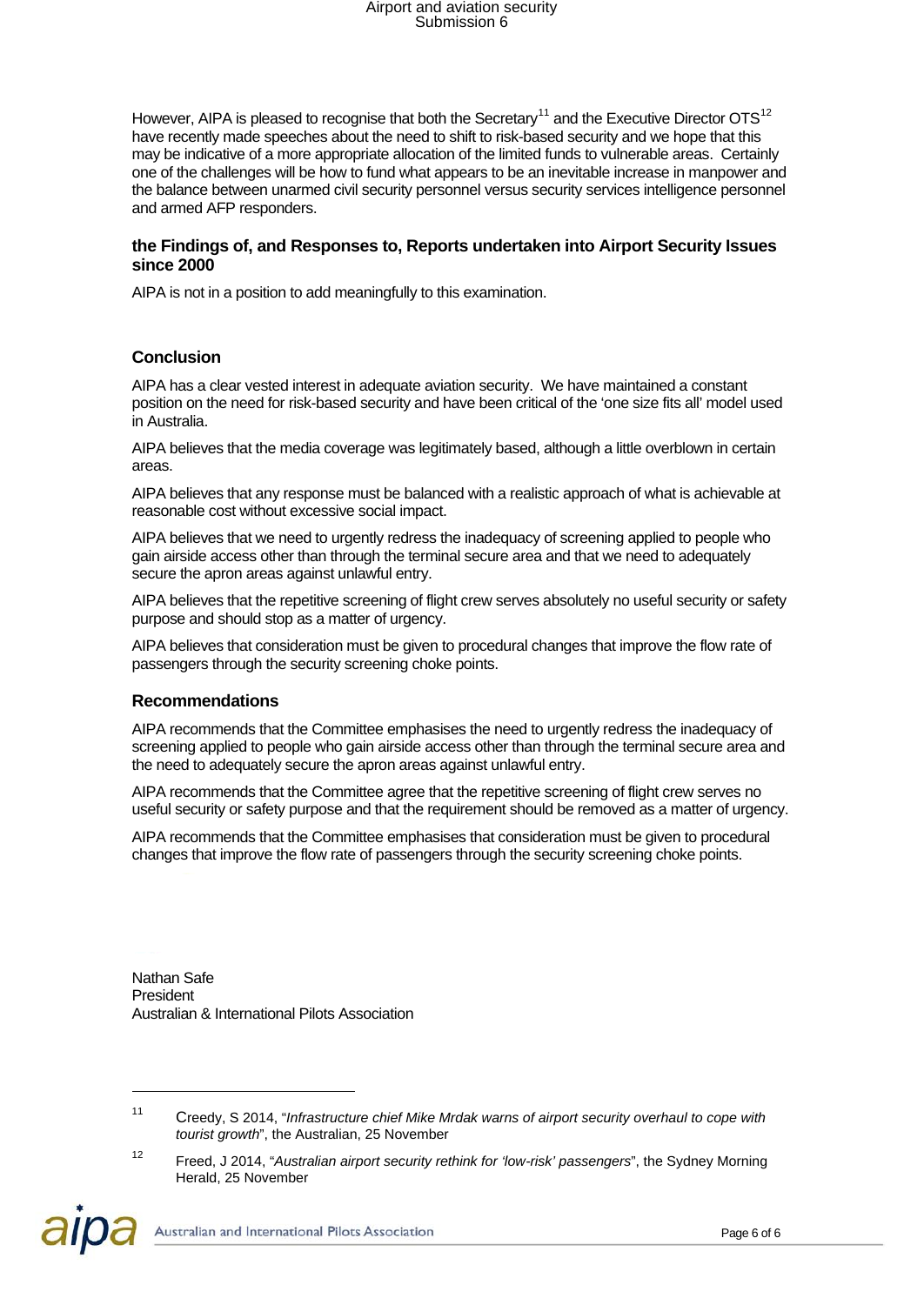However, AIPA is pleased to recognise that both the Secretary[11] and the Executive Director OTS[12] have recently made speeches about the need to shift to risk-based security and we hope that this may be indicative of a more appropriate allocation of the limited funds to vulnerable areas. Certainly one of the challenges will be how to fund what appears to be an inevitable increase in manpower and the balance between unarmed civil security personnel versus security services intelligence personnel and armed AFP responders.

### the Findings of, and Responses to, Reports undertaken into Airport Security Issues since 2000

AIPA is not in a position to add meaningfully to this examination.

### Conclusion

AIPA has a clear vested interest in adequate aviation security. We have maintained a constant position on the need for risk-based security and have been critical of the 'one size fits all' model used in Australia.

AIPA believes that the media coverage was legitimately based, although a little overblown in certain areas.

AIPA believes that any response must be balanced with a realistic approach of what is achievable at reasonable cost without excessive social impact.

AIPA believes that we need to urgently redress the inadequacy of screening applied to people who gain airside access other than through the terminal secure area and that we need to adequately secure the apron areas against unlawful entry.

AIPA believes that the repetitive screening of flight crew serves absolutely no useful security or safety purpose and should stop as a matter of urgency.

AIPA believes that consideration must be given to procedural changes that improve the flow rate of passengers through the security screening choke points.

### Recommendations

AIPA recommends that the Committee emphasises the need to urgently redress the inadequacy of screening applied to people who gain airside access other than through the terminal secure area and the need to adequately secure the apron areas against unlawful entry.

AIPA recommends that the Committee agree that the repetitive screening of flight crew serves no useful security or safety purpose and that the requirement should be removed as a matter of urgency.

AIPA recommends that the Committee emphasises that consideration must be given to procedural changes that improve the flow rate of passengers through the security screening choke points.

Nathan Safe
President
Australian & International Pilots Association

---

[11] Creedy, S 2014, "*Infrastructure chief Mike Mrdak warns of airport security overhaul to cope with tourist growth*", the Australian, 25 November

[12] Freed, J 2014, "*Australian airport security rethink for 'low-risk' passengers*", the Sydney Morning Herald, 25 November